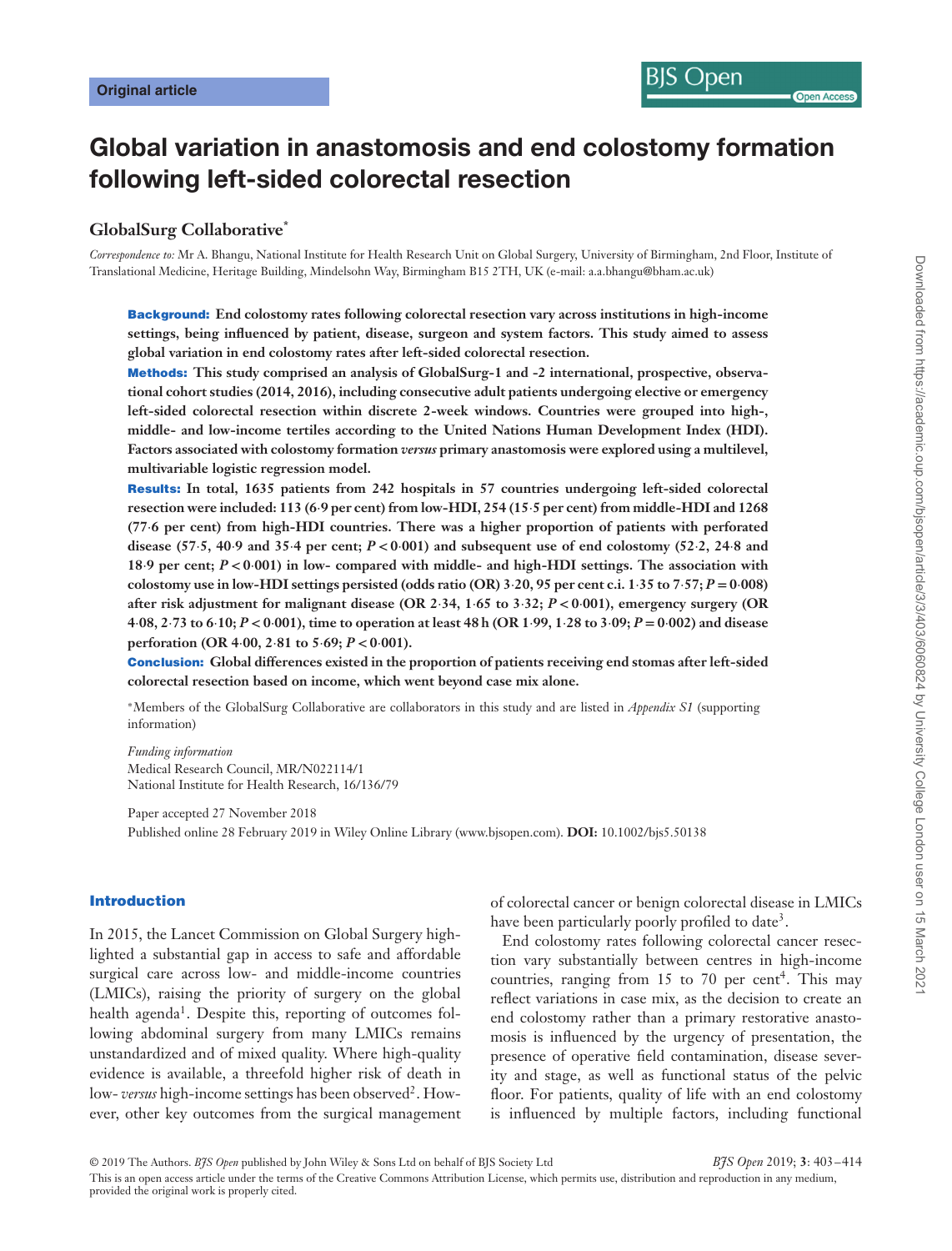Original article

# Global variation in anastomosis and end colostomy formation following left-sided colorectal resection

**GlobalSurg Collaborative***

*Correspondence to:* Mr A. Bhangu, National Institute for Health Research Unit on Global Surgery, University of Birmingham, 2nd Floor, Institute of Translational Medicine, Heritage Building, Mindelsohn Way, Birmingham B15 2TH, UK (e-mail: a.a.bhangu@bham.ac.uk)

**Background:** **End colostomy rates following colorectal resection vary across institutions in high-income settings, being influenced by patient, disease, surgeon and system factors. This study aimed to assess global variation in end colostomy rates after left-sided colorectal resection.**

**Methods:** **This study comprised an analysis of GlobalSurg-1 and -2 international, prospective, observational cohort studies (2014, 2016), including consecutive adult patients undergoing elective or emergency left-sided colorectal resection within discrete 2-week windows. Countries were grouped into high-, middle- and low-income tertiles according to the United Nations Human Development Index (HDI). Factors associated with colostomy formation *versus* primary anastomosis were explored using a multilevel, multivariable logistic regression model.**

**Results:** **In total, 1635 patients from 242 hospitals in 57 countries undergoing left-sided colorectal resection were included: 113 (6·9 per cent) from low-HDI, 254 (15·5 per cent) from middle-HDI and 1268 (77·6 per cent) from high-HDI countries. There was a higher proportion of patients with perforated disease (57·5, 40·9 and 35·4 per cent; $P < 0·001$) and subsequent use of end colostomy (52·2, 24·8 and 18·9 per cent; $P < 0·001$) in low- compared with middle- and high-HDI settings. The association with colostomy use in low-HDI settings persisted (odds ratio (OR) 3·20, 95 per cent c.i. 1·35 to 7·57; $P = 0·008$) after risk adjustment for malignant disease (OR 2·34, 1·65 to 3·32; $P < 0·001$), emergency surgery (OR 4·08, 2·73 to 6·10; $P < 0·001$), time to operation at least 48 h (OR 1·99, 1·28 to 3·09; $P = 0·002$) and disease perforation (OR 4·00, 2·81 to 5·69; $P < 0·001$).**

**Conclusion:** **Global differences existed in the proportion of patients receiving end stomas after left-sided colorectal resection based on income, which went beyond case mix alone.**

*Members of the GlobalSurg Collaborative are collaborators in this study and are listed in *Appendix S1* (supporting information)

*Funding information*
Medical Research Council, MR/N022114/1
National Institute for Health Research, 16/136/79

Paper accepted 27 November 2018
Published online 28 February 2019 in Wiley Online Library (www.bjsopen.com). **DOI:** 10.1002/bjs5.50138

## Introduction

In 2015, the Lancet Commission on Global Surgery highlighted a substantial gap in access to safe and affordable surgical care across low- and middle-income countries (LMICs), raising the priority of surgery on the global health agenda[1]. Despite this, reporting of outcomes following abdominal surgery from many LMICs remains unstandardized and of mixed quality. Where high-quality evidence is available, a threefold higher risk of death in low- *versus* high-income settings has been observed[2]. However, other key outcomes from the surgical management of colorectal cancer or benign colorectal disease in LMICs have been particularly poorly profiled to date[3].

End colostomy rates following colorectal cancer resection vary substantially between centres in high-income countries, ranging from 15 to 70 per cent[4]. This may reflect variations in case mix, as the decision to create an end colostomy rather than a primary restorative anastomosis is influenced by the urgency of presentation, the presence of operative field contamination, disease severity and stage, as well as functional status of the pelvic floor. For patients, quality of life with an end colostomy is influenced by multiple factors, including functional

© 2019 The Authors. *BJS Open* published by John Wiley & Sons Ltd on behalf of BJS Society Ltd
This is an open access article under the terms of the Creative Commons Attribution License, which permits use, distribution and reproduction in any medium, provided the original work is properly cited.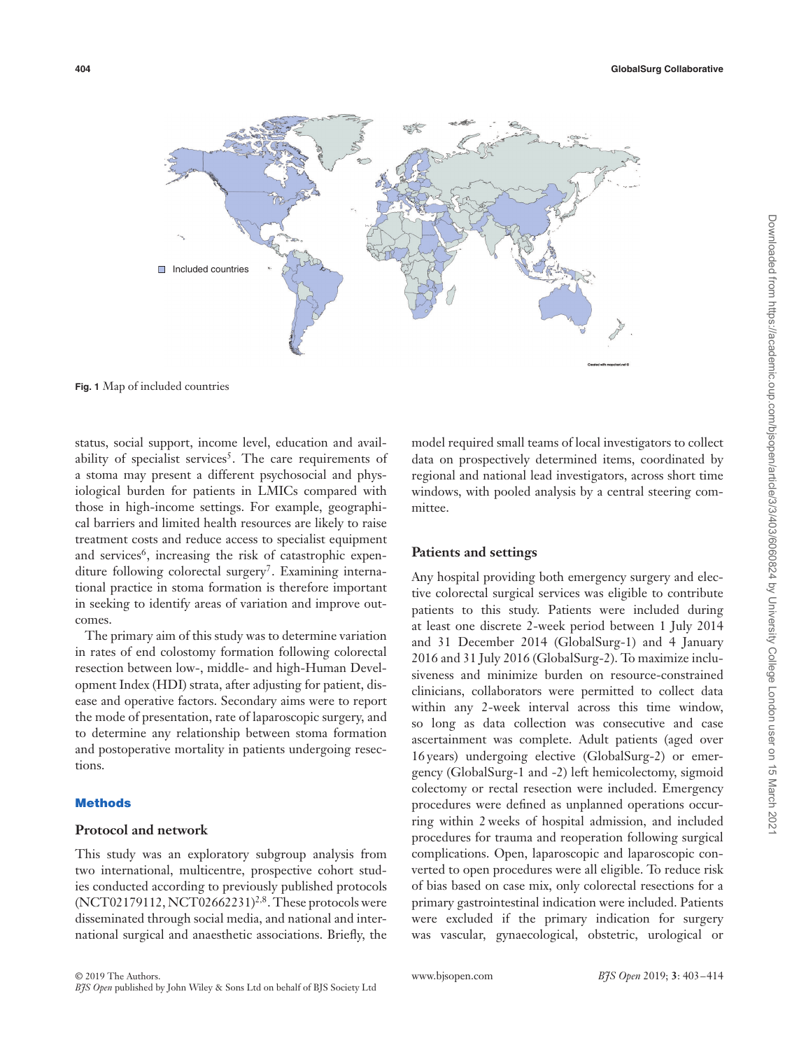Included countries

Fig. 1 Map of included countries

status, social support, income level, education and availability of specialist services[5]. The care requirements of a stoma may present a different psychosocial and physiological burden for patients in LMICs compared with those in high-income settings. For example, geographical barriers and limited health resources are likely to raise treatment costs and reduce access to specialist equipment and services[6], increasing the risk of catastrophic expenditure following colorectal surgery[7]. Examining international practice in stoma formation is therefore important in seeking to identify areas of variation and improve outcomes.

The primary aim of this study was to determine variation in rates of end colostomy formation following colorectal resection between low-, middle- and high-Human Development Index (HDI) strata, after adjusting for patient, disease and operative factors. Secondary aims were to report the mode of presentation, rate of laparoscopic surgery, and to determine any relationship between stoma formation and postoperative mortality in patients undergoing resections.

## Methods

### Protocol and network

This study was an exploratory subgroup analysis from two international, multicentre, prospective cohort studies conducted according to previously published protocols (NCT02179112, NCT02662231)[2,8]. These protocols were disseminated through social media, and national and international surgical and anaesthetic associations. Briefly, the model required small teams of local investigators to collect data on prospectively determined items, coordinated by regional and national lead investigators, across short time windows, with pooled analysis by a central steering committee.

### Patients and settings

Any hospital providing both emergency surgery and elective colorectal surgical services was eligible to contribute patients to this study. Patients were included during at least one discrete 2-week period between 1 July 2014 and 31 December 2014 (GlobalSurg-1) and 4 January 2016 and 31 July 2016 (GlobalSurg-2). To maximize inclusiveness and minimize burden on resource-constrained clinicians, collaborators were permitted to collect data within any 2-week interval across this time window, so long as data collection was consecutive and case ascertainment was complete. Adult patients (aged over 16 years) undergoing elective (GlobalSurg-2) or emergency (GlobalSurg-1 and -2) left hemicolectomy, sigmoid colectomy or rectal resection were included. Emergency procedures were defined as unplanned operations occurring within 2 weeks of hospital admission, and included procedures for trauma and reoperation following surgical complications. Open, laparoscopic and laparoscopic converted to open procedures were all eligible. To reduce risk of bias based on case mix, only colorectal resections for a primary gastrointestinal indication were included. Patients were excluded if the primary indication for surgery was vascular, gynaecological, obstetric, urological or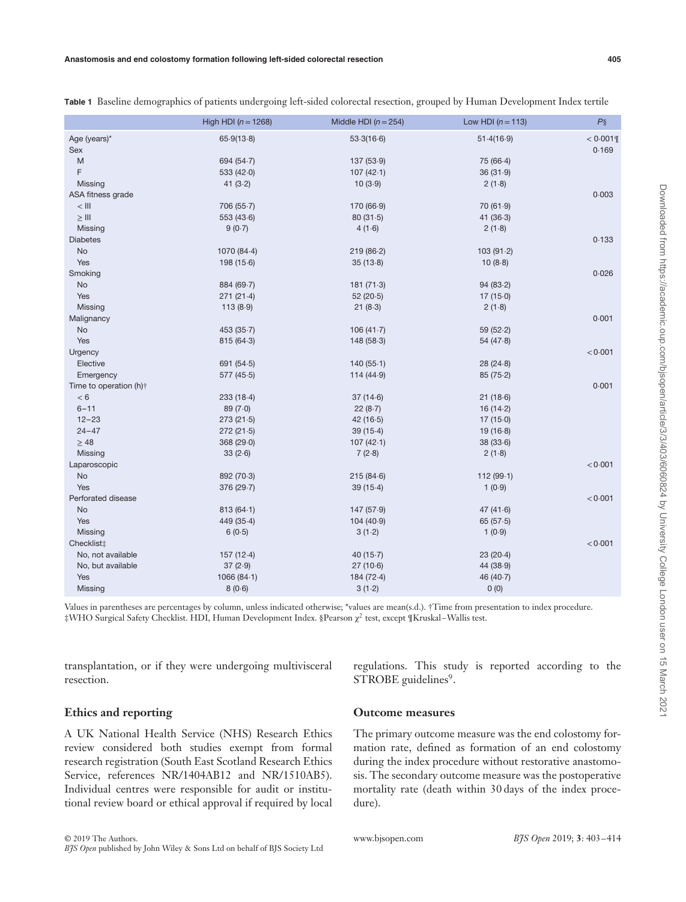**Table 1** Baseline demographics of patients undergoing left-sided colorectal resection, grouped by Human Development Index tertile

| | High HDI (n = 1268) | Middle HDI (n = 254) | Low HDI (n = 113) | P§ |
|---|---|---|---|---|
| Age (years)* | 65·9(13·8) | 53·3(16·6) | 51·4(16·9) | < 0·001¶ |
| Sex | | | | 0·169 |
| M | 694 (54·7) | 137 (53·9) | 75 (66·4) | |
| F | 533 (42·0) | 107 (42·1) | 36 (31·9) | |
| Missing | 41 (3·2) | 10 (3·9) | 2 (1·8) | |
| ASA fitness grade | | | | 0·003 |
| < III | 706 (55·7) | 170 (66·9) | 70 (61·9) | |
| ≥ III | 553 (43·6) | 80 (31·5) | 41 (36·3) | |
| Missing | 9 (0·7) | 4 (1·6) | 2 (1·8) | |
| Diabetes | | | | 0·133 |
| No | 1070 (84·4) | 219 (86·2) | 103 (91·2) | |
| Yes | 198 (15·6) | 35 (13·8) | 10 (8·8) | |
| Smoking | | | | 0·026 |
| No | 884 (69·7) | 181 (71·3) | 94 (83·2) | |
| Yes | 271 (21·4) | 52 (20·5) | 17 (15·0) | |
| Missing | 113 (8·9) | 21 (8·3) | 2 (1·8) | |
| Malignancy | | | | 0·001 |
| No | 453 (35·7) | 106 (41·7) | 59 (52·2) | |
| Yes | 815 (64·3) | 148 (58·3) | 54 (47·8) | |
| Urgency | | | | < 0·001 |
| Elective | 691 (54·5) | 140 (55·1) | 28 (24·8) | |
| Emergency | 577 (45·5) | 114 (44·9) | 85 (75·2) | |
| Time to operation (h)† | | | | 0·001 |
| < 6 | 233 (18·4) | 37 (14·6) | 21 (18·6) | |
| 6–11 | 89 (7·0) | 22 (8·7) | 16 (14·2) | |
| 12–23 | 273 (21·5) | 42 (16·5) | 17 (15·0) | |
| 24–47 | 272 (21·5) | 39 (15·4) | 19 (16·8) | |
| ≥ 48 | 368 (29·0) | 107 (42·1) | 38 (33·6) | |
| Missing | 33 (2·6) | 7 (2·8) | 2 (1·8) | |
| Laparoscopic | | | | < 0·001 |
| No | 892 (70·3) | 215 (84·6) | 112 (99·1) | |
| Yes | 376 (29·7) | 39 (15·4) | 1 (0·9) | |
| Perforated disease | | | | < 0·001 |
| No | 813 (64·1) | 147 (57·9) | 47 (41·6) | |
| Yes | 449 (35·4) | 104 (40·9) | 65 (57·5) | |
| Missing | 6 (0·5) | 3 (1·2) | 1 (0·9) | |
| Checklist‡ | | | | < 0·001 |
| No, not available | 157 (12·4) | 40 (15·7) | 23 (20·4) | |
| No, but available | 37 (2·9) | 27 (10·6) | 44 (38·9) | |
| Yes | 1066 (84·1) | 184 (72·4) | 46 (40·7) | |
| Missing | 8 (0·6) | 3 (1·2) | 0 (0) | |

Values in parentheses are percentages by column, unless indicated otherwise; *values are mean(s.d.). †Time from presentation to index procedure. ‡WHO Surgical Safety Checklist. HDI, Human Development Index. §Pearson $\chi^2$ test, except ¶Kruskal–Wallis test.

transplantation, or if they were undergoing multivisceral resection.

### Ethics and reporting

A UK National Health Service (NHS) Research Ethics review considered both studies exempt from formal research registration (South East Scotland Research Ethics Service, references NR/1404AB12 and NR/1510AB5). Individual centres were responsible for audit or institutional review board or ethical approval if required by local regulations. This study is reported according to the STROBE guidelines[9].

### Outcome measures

The primary outcome measure was the end colostomy formation rate, defined as formation of an end colostomy during the index procedure without restorative anastomosis. The secondary outcome measure was the postoperative mortality rate (death within 30 days of the index procedure).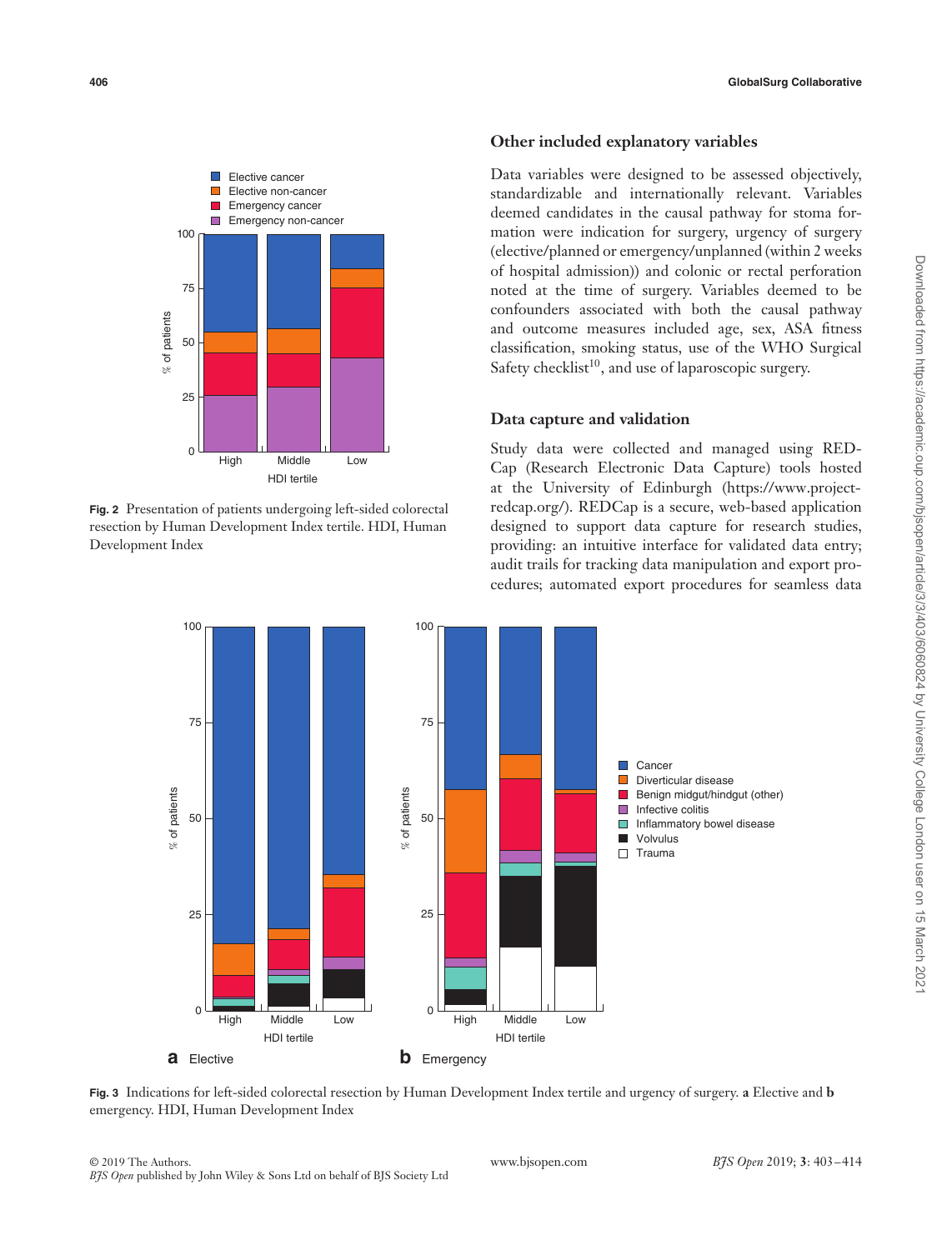Fig. 2 Presentation of patients undergoing left-sided colorectal resection by Human Development Index tertile. HDI, Human Development Index

## Other included explanatory variables

Data variables were designed to be assessed objectively, standardizable and internationally relevant. Variables deemed candidates in the causal pathway for stoma formation were indication for surgery, urgency of surgery (elective/planned or emergency/unplanned (within 2 weeks of hospital admission)) and colonic or rectal perforation noted at the time of surgery. Variables deemed to be confounders associated with both the causal pathway and outcome measures included age, sex, ASA fitness classification, smoking status, use of the WHO Surgical Safety checklist[10], and use of laparoscopic surgery.

## Data capture and validation

Study data were collected and managed using REDCap (Research Electronic Data Capture) tools hosted at the University of Edinburgh (https://www.project-redcap.org/). REDCap is a secure, web-based application designed to support data capture for research studies, providing: an intuitive interface for validated data entry; audit trails for tracking data manipulation and export procedures; automated export procedures for seamless data

Fig. 3 Indications for left-sided colorectal resection by Human Development Index tertile and urgency of surgery. **a** Elective and **b** emergency. HDI, Human Development Index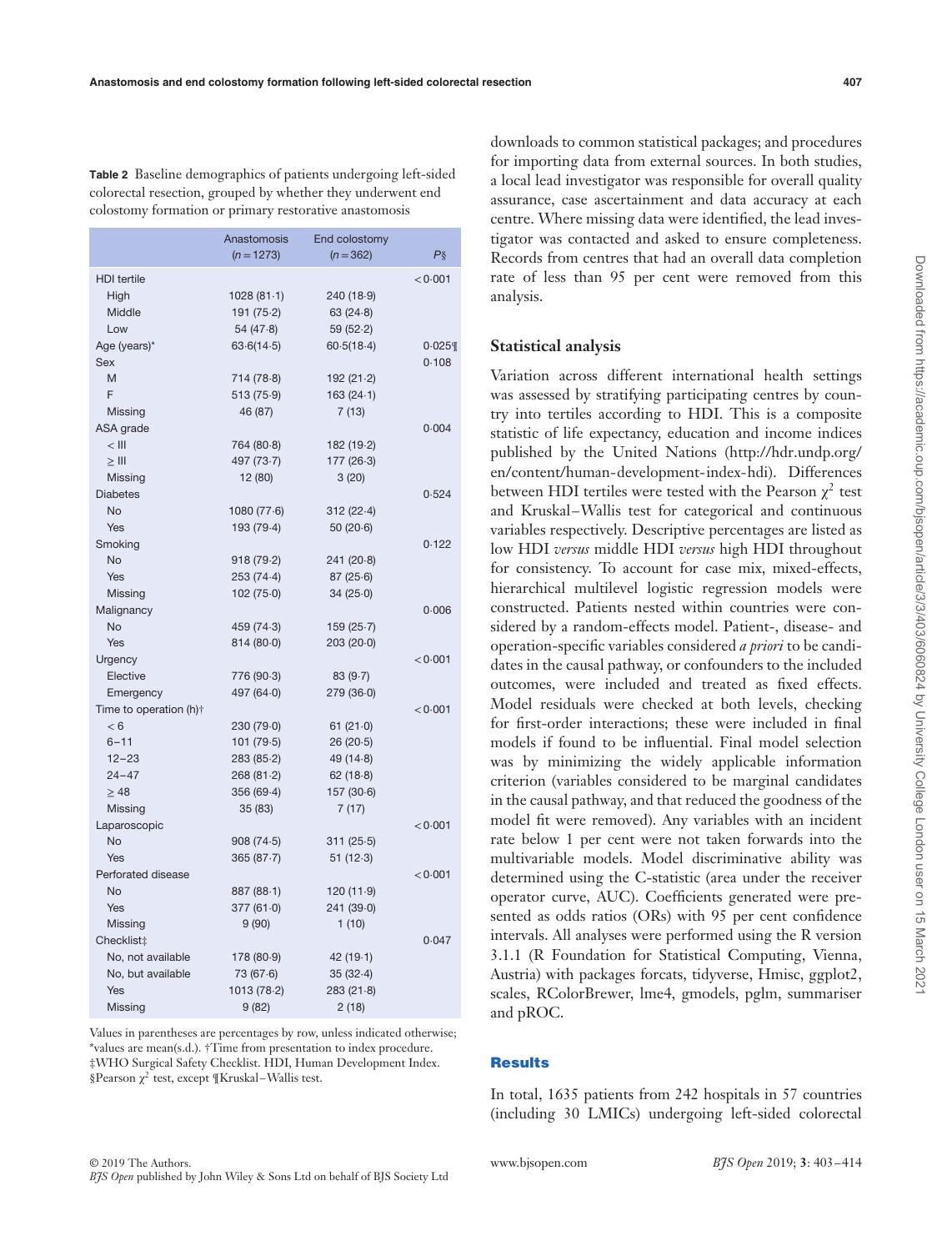**Table 2** Baseline demographics of patients undergoing left-sided colorectal resection, grouped by whether they underwent end colostomy formation or primary restorative anastomosis

| | Anastomosis (*n* = 1273) | End colostomy (*n* = 362) | *P*§ |
|---|---|---|---|
| HDI tertile | | | < 0·001 |
| High | 1028 (81·1) | 240 (18·9) | |
| Middle | 191 (75·2) | 63 (24·8) | |
| Low | 54 (47·8) | 59 (52·2) | |
| Age (years)* | 63·6(14·5) | 60·5(18·4) | 0·025¶ |
| Sex | | | 0·108 |
| M | 714 (78·8) | 192 (21·2) | |
| F | 513 (75·9) | 163 (24·1) | |
| Missing | 46 (87) | 7 (13) | |
| ASA grade | | | 0·004 |
| < III | 764 (80·8) | 182 (19·2) | |
| ≥ III | 497 (73·7) | 177 (26·3) | |
| Missing | 12 (80) | 3 (20) | |
| Diabetes | | | 0·524 |
| No | 1080 (77·6) | 312 (22·4) | |
| Yes | 193 (79·4) | 50 (20·6) | |
| Smoking | | | 0·122 |
| No | 918 (79·2) | 241 (20·8) | |
| Yes | 253 (74·4) | 87 (25·6) | |
| Missing | 102 (75·0) | 34 (25·0) | |
| Malignancy | | | 0·006 |
| No | 459 (74·3) | 159 (25·7) | |
| Yes | 814 (80·0) | 203 (20·0) | |
| Urgency | | | < 0·001 |
| Elective | 776 (90·3) | 83 (9·7) | |
| Emergency | 497 (64·0) | 279 (36·0) | |
| Time to operation (h)† | | | < 0·001 |
| < 6 | 230 (79·0) | 61 (21·0) | |
| 6–11 | 101 (79·5) | 26 (20·5) | |
| 12–23 | 283 (85·2) | 49 (14·8) | |
| 24–47 | 268 (81·2) | 62 (18·8) | |
| ≥ 48 | 356 (69·4) | 157 (30·6) | |
| Missing | 35 (83) | 7 (17) | |
| Laparoscopic | | | < 0·001 |
| No | 908 (74·5) | 311 (25·5) | |
| Yes | 365 (87·7) | 51 (12·3) | |
| Perforated disease | | | < 0·001 |
| No | 887 (88·1) | 120 (11·9) | |
| Yes | 377 (61·0) | 241 (39·0) | |
| Missing | 9 (90) | 1 (10) | |
| Checklist‡ | | | 0·047 |
| No, not available | 178 (80·9) | 42 (19·1) | |
| No, but available | 73 (67·6) | 35 (32·4) | |
| Yes | 1013 (78·2) | 283 (21·8) | |
| Missing | 9 (82) | 2 (18) | |

Values in parentheses are percentages by row, unless indicated otherwise; *values are mean(s.d.). †Time from presentation to index procedure. ‡WHO Surgical Safety Checklist. HDI, Human Development Index. §Pearson $\chi^2$ test, except ¶Kruskal–Wallis test.

downloads to common statistical packages; and procedures for importing data from external sources. In both studies, a local lead investigator was responsible for overall quality assurance, case ascertainment and data accuracy at each centre. Where missing data were identified, the lead investigator was contacted and asked to ensure completeness. Records from centres that had an overall data completion rate of less than 95 per cent were removed from this analysis.

## Statistical analysis

Variation across different international health settings was assessed by stratifying participating centres by country into tertiles according to HDI. This is a composite statistic of life expectancy, education and income indices published by the United Nations (http://hdr.undp.org/en/content/human-development-index-hdi). Differences between HDI tertiles were tested with the Pearson $\chi^2$ test and Kruskal–Wallis test for categorical and continuous variables respectively. Descriptive percentages are listed as low HDI *versus* middle HDI *versus* high HDI throughout for consistency. To account for case mix, mixed-effects, hierarchical multilevel logistic regression models were constructed. Patients nested within countries were considered by a random-effects model. Patient-, disease- and operation-specific variables considered *a priori* to be candidates in the causal pathway, or confounders to the included outcomes, were included and treated as fixed effects. Model residuals were checked at both levels, checking for first-order interactions; these were included in final models if found to be influential. Final model selection was by minimizing the widely applicable information criterion (variables considered to be marginal candidates in the causal pathway, and that reduced the goodness of the model fit were removed). Any variables with an incident rate below 1 per cent were not taken forwards into the multivariable models. Model discriminative ability was determined using the C-statistic (area under the receiver operator curve, AUC). Coefficients generated were presented as odds ratios (ORs) with 95 per cent confidence intervals. All analyses were performed using the R version 3.1.1 (R Foundation for Statistical Computing, Vienna, Austria) with packages forcats, tidyverse, Hmisc, ggplot2, scales, RColorBrewer, lme4, gmodels, pglm, summariser and pROC.

## Results

In total, 1635 patients from 242 hospitals in 57 countries (including 30 LMICs) undergoing left-sided colorectal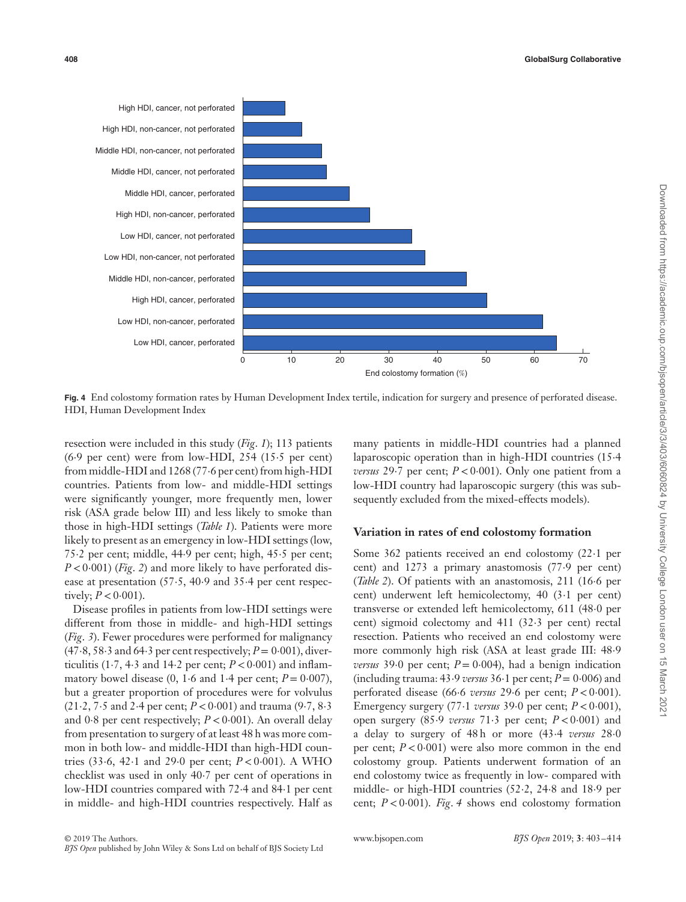Fig. 4 End colostomy formation rates by Human Development Index tertile, indication for surgery and presence of perforated disease. HDI, Human Development Index

resection were included in this study (*Fig. 1*); 113 patients (6·9 per cent) were from low-HDI, 254 (15·5 per cent) from middle-HDI and 1268 (77·6 per cent) from high-HDI countries. Patients from low- and middle-HDI settings were significantly younger, more frequently men, lower risk (ASA grade below III) and less likely to smoke than those in high-HDI settings (*Table 1*). Patients were more likely to present as an emergency in low-HDI settings (low, 75·2 per cent; middle, 44·9 per cent; high, 45·5 per cent; $P < 0·001$) (*Fig. 2*) and more likely to have perforated disease at presentation (57·5, 40·9 and 35·4 per cent respectively; $P < 0·001$).

Disease profiles in patients from low-HDI settings were different from those in middle- and high-HDI settings (*Fig. 3*). Fewer procedures were performed for malignancy (47·8, 58·3 and 64·3 per cent respectively; $P = 0·001$), diverticulitis (1·7, 4·3 and 14·2 per cent; $P < 0·001$) and inflammatory bowel disease (0, 1·6 and 1·4 per cent; $P = 0·007$), but a greater proportion of procedures were for volvulus (21·2, 7·5 and 2·4 per cent; $P < 0·001$) and trauma (9·7, 8·3 and 0·8 per cent respectively; $P < 0·001$). An overall delay from presentation to surgery of at least 48 h was more common in both low- and middle-HDI than high-HDI countries (33·6, 42·1 and 29·0 per cent; $P < 0·001$). A WHO checklist was used in only 40·7 per cent of operations in low-HDI countries compared with 72·4 and 84·1 per cent in middle- and high-HDI countries respectively. Half as many patients in middle-HDI countries had a planned laparoscopic operation than in high-HDI countries (15·4 *versus* 29·7 per cent; $P < 0·001$). Only one patient from a low-HDI country had laparoscopic surgery (this was subsequently excluded from the mixed-effects models).

### Variation in rates of end colostomy formation

Some 362 patients received an end colostomy (22·1 per cent) and 1273 a primary anastomosis (77·9 per cent) (*Table 2*). Of patients with an anastomosis, 211 (16·6 per cent) underwent left hemicolectomy, 40 (3·1 per cent) transverse or extended left hemicolectomy, 611 (48·0 per cent) sigmoid colectomy and 411 (32·3 per cent) rectal resection. Patients who received an end colostomy were more commonly high risk (ASA at least grade III: 48·9 *versus* 39·0 per cent; $P = 0·004$), had a benign indication (including trauma: 43·9 *versus* 36·1 per cent; $P = 0·006$) and perforated disease (66·6 *versus* 29·6 per cent; $P < 0·001$). Emergency surgery (77·1 *versus* 39·0 per cent; $P < 0·001$), open surgery (85·9 *versus* 71·3 per cent; $P < 0·001$) and a delay to surgery of 48 h or more (43·4 *versus* 28·0 per cent; $P < 0·001$) were also more common in the end colostomy group. Patients underwent formation of an end colostomy twice as frequently in low- compared with middle- or high-HDI countries (52·2, 24·8 and 18·9 per cent; $P < 0·001$). *Fig. 4* shows end colostomy formation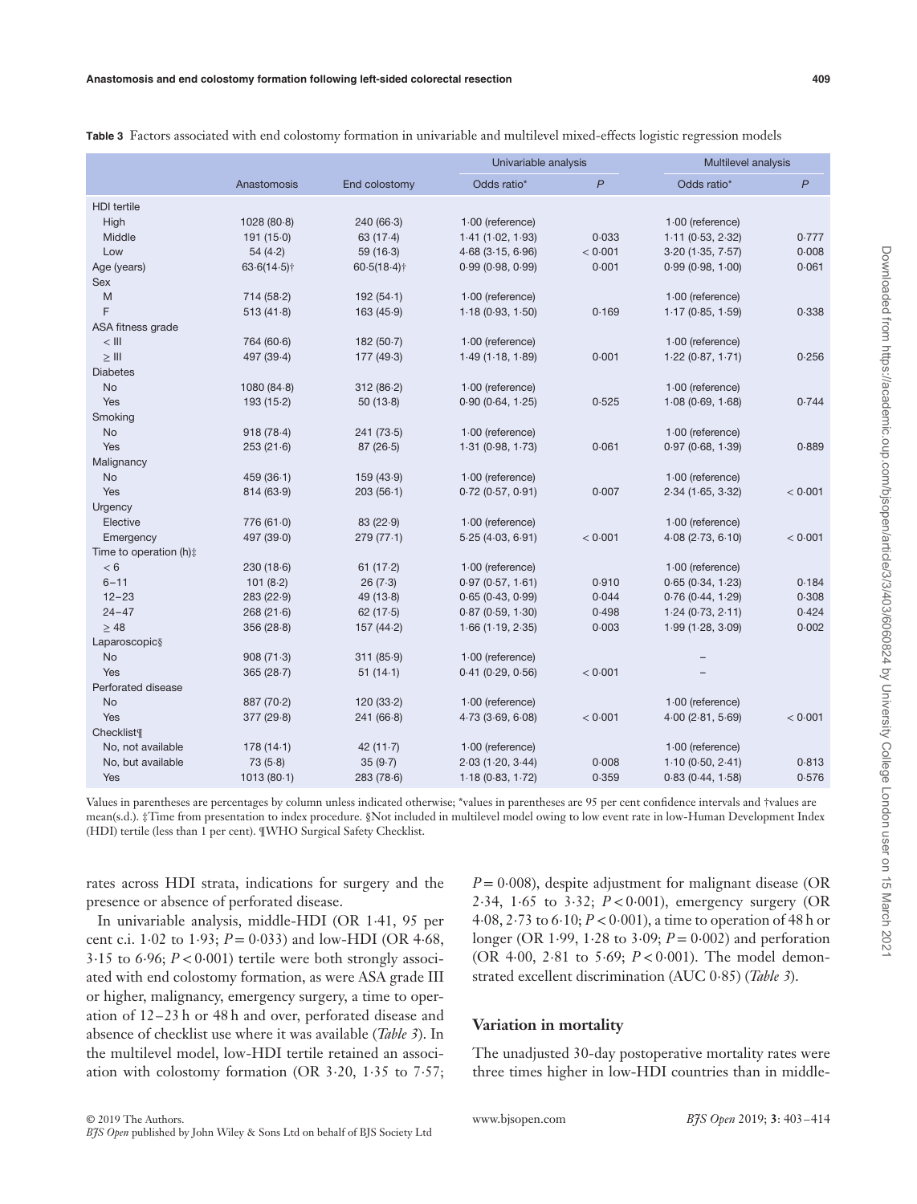**Table 3** Factors associated with end colostomy formation in univariable and multilevel mixed-effects logistic regression models

| | Anastomosis | End colostomy | Univariable analysis | | Multilevel analysis | |
|---|---|---|---|---|---|---|
| | | | Odds ratio* | *P* | Odds ratio* | *P* |
| HDI tertile | | | | | | |
| High | 1028 (80·8) | 240 (66·3) | 1·00 (reference) | | 1·00 (reference) | |
| Middle | 191 (15·0) | 63 (17·4) | 1·41 (1·02, 1·93) | 0·033 | 1·11 (0·53, 2·32) | 0·777 |
| Low | 54 (4·2) | 59 (16·3) | 4·68 (3·15, 6·96) | < 0·001 | 3·20 (1·35, 7·57) | 0·008 |
| Age (years) | 63·6(14·5)† | 60·5(18·4)† | 0·99 (0·98, 0·99) | 0·001 | 0·99 (0·98, 1·00) | 0·061 |
| Sex | | | | | | |
| M | 714 (58·2) | 192 (54·1) | 1·00 (reference) | | 1·00 (reference) | |
| F | 513 (41·8) | 163 (45·9) | 1·18 (0·93, 1·50) | 0·169 | 1·17 (0·85, 1·59) | 0·338 |
| ASA fitness grade | | | | | | |
| < III | 764 (60·6) | 182 (50·7) | 1·00 (reference) | | 1·00 (reference) | |
| ≥ III | 497 (39·4) | 177 (49·3) | 1·49 (1·18, 1·89) | 0·001 | 1·22 (0·87, 1·71) | 0·256 |
| Diabetes | | | | | | |
| No | 1080 (84·8) | 312 (86·2) | 1·00 (reference) | | 1·00 (reference) | |
| Yes | 193 (15·2) | 50 (13·8) | 0·90 (0·64, 1·25) | 0·525 | 1·08 (0·69, 1·68) | 0·744 |
| Smoking | | | | | | |
| No | 918 (78·4) | 241 (73·5) | 1·00 (reference) | | 1·00 (reference) | |
| Yes | 253 (21·6) | 87 (26·5) | 1·31 (0·98, 1·73) | 0·061 | 0·97 (0·68, 1·39) | 0·889 |
| Malignancy | | | | | | |
| No | 459 (36·1) | 159 (43·9) | 1·00 (reference) | | 1·00 (reference) | |
| Yes | 814 (63·9) | 203 (56·1) | 0·72 (0·57, 0·91) | 0·007 | 2·34 (1·65, 3·32) | < 0·001 |
| Urgency | | | | | | |
| Elective | 776 (61·0) | 83 (22·9) | 1·00 (reference) | | 1·00 (reference) | |
| Emergency | 497 (39·0) | 279 (77·1) | 5·25 (4·03, 6·91) | < 0·001 | 4·08 (2·73, 6·10) | < 0·001 |
| Time to operation (h)‡ | | | | | | |
| < 6 | 230 (18·6) | 61 (17·2) | 1·00 (reference) | | 1·00 (reference) | |
| 6–11 | 101 (8·2) | 26 (7·3) | 0·97 (0·57, 1·61) | 0·910 | 0·65 (0·34, 1·23) | 0·184 |
| 12–23 | 283 (22·9) | 49 (13·8) | 0·65 (0·43, 0·99) | 0·044 | 0·76 (0·44, 1·29) | 0·308 |
| 24–47 | 268 (21·6) | 62 (17·5) | 0·87 (0·59, 1·30) | 0·498 | 1·24 (0·73, 2·11) | 0·424 |
| ≥ 48 | 356 (28·8) | 157 (44·2) | 1·66 (1·19, 2·35) | 0·003 | 1·99 (1·28, 3·09) | 0·002 |
| Laparoscopic§ | | | | | | |
| No | 908 (71·3) | 311 (85·9) | 1·00 (reference) | | – | |
| Yes | 365 (28·7) | 51 (14·1) | 0·41 (0·29, 0·56) | < 0·001 | – | |
| Perforated disease | | | | | | |
| No | 887 (70·2) | 120 (33·2) | 1·00 (reference) | | 1·00 (reference) | |
| Yes | 377 (29·8) | 241 (66·8) | 4·73 (3·69, 6·08) | < 0·001 | 4·00 (2·81, 5·69) | < 0·001 |
| Checklist¶ | | | | | | |
| No, not available | 178 (14·1) | 42 (11·7) | 1·00 (reference) | | 1·00 (reference) | |
| No, but available | 73 (5·8) | 35 (9·7) | 2·03 (1·20, 3·44) | 0·008 | 1·10 (0·50, 2·41) | 0·813 |
| Yes | 1013 (80·1) | 283 (78·6) | 1·18 (0·83, 1·72) | 0·359 | 0·83 (0·44, 1·58) | 0·576 |

Values in parentheses are percentages by column unless indicated otherwise; *values in parentheses are 95 per cent confidence intervals and †values are mean(s.d.). ‡Time from presentation to index procedure. §Not included in multilevel model owing to low event rate in low-Human Development Index (HDI) tertile (less than 1 per cent). ¶WHO Surgical Safety Checklist.

rates across HDI strata, indications for surgery and the presence or absence of perforated disease.

In univariable analysis, middle-HDI (OR 1·41, 95 per cent c.i. 1·02 to 1·93; $P = 0·033$) and low-HDI (OR 4·68, 3·15 to 6·96; $P < 0·001$) tertile were both strongly associated with end colostomy formation, as were ASA grade III or higher, malignancy, emergency surgery, a time to operation of 12–23 h or 48 h and over, perforated disease and absence of checklist use where it was available (*Table 3*). In the multilevel model, low-HDI tertile retained an association with colostomy formation (OR 3·20, 1·35 to 7·57; $P = 0·008$), despite adjustment for malignant disease (OR 2·34, 1·65 to 3·32; $P < 0·001$), emergency surgery (OR 4·08, 2·73 to 6·10; $P < 0·001$), a time to operation of 48 h or longer (OR 1·99, 1·28 to 3·09; $P = 0·002$) and perforation (OR 4·00, 2·81 to 5·69; $P < 0·001$). The model demonstrated excellent discrimination (AUC 0·85) (*Table 3*).

## Variation in mortality

The unadjusted 30-day postoperative mortality rates were three times higher in low-HDI countries than in middle-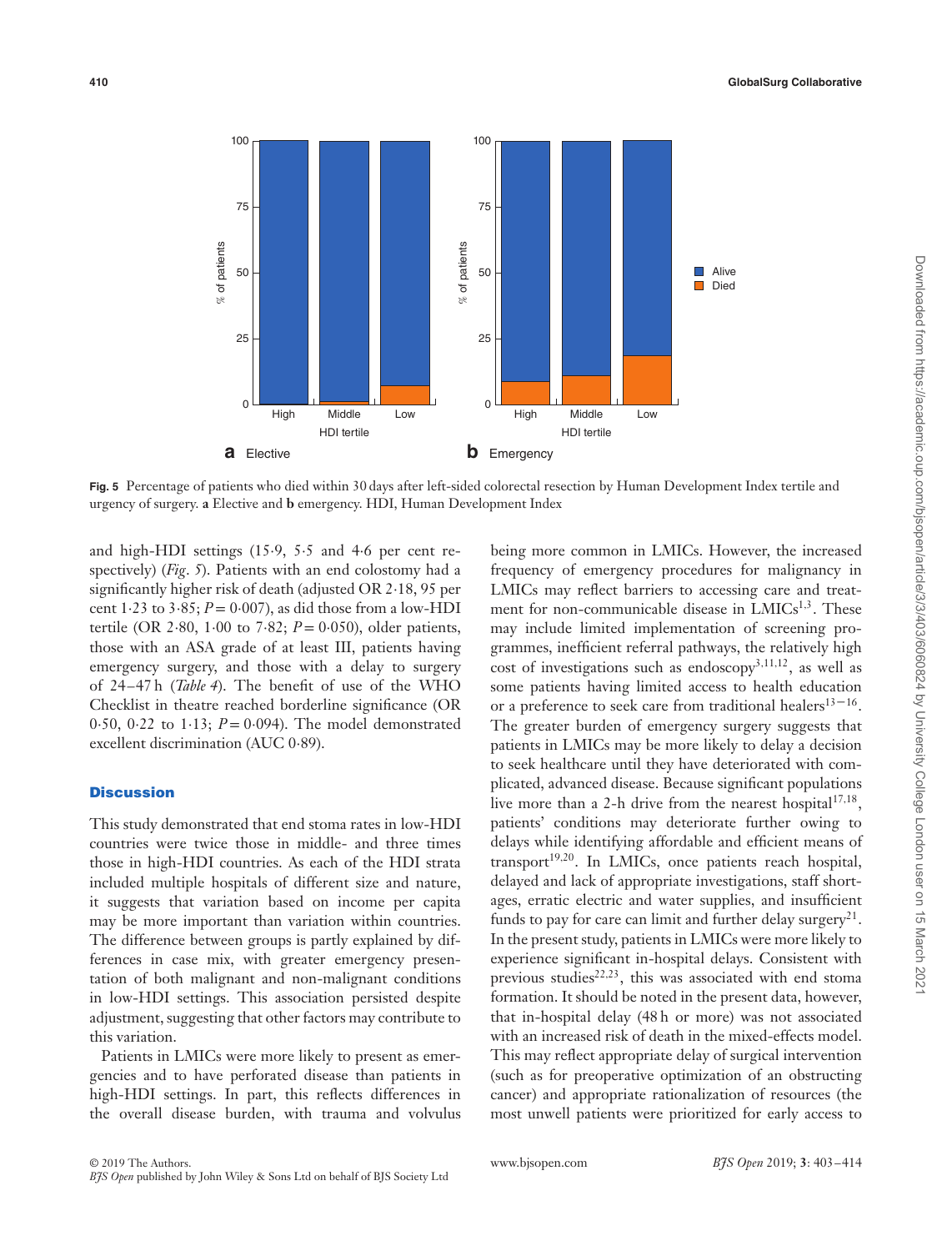Fig. 5 Percentage of patients who died within 30 days after left-sided colorectal resection by Human Development Index tertile and urgency of surgery. **a** Elective and **b** emergency. HDI, Human Development Index

and high-HDI settings (15·9, 5·5 and 4·6 per cent respectively) (*Fig. 5*). Patients with an end colostomy had a significantly higher risk of death (adjusted OR 2·18, 95 per cent 1·23 to 3·85; $P = 0·007$), as did those from a low-HDI tertile (OR 2·80, 1·00 to 7·82; $P = 0·050$), older patients, those with an ASA grade of at least III, patients having emergency surgery, and those with a delay to surgery of 24–47 h (*Table 4*). The benefit of use of the WHO Checklist in theatre reached borderline significance (OR 0·50, 0·22 to 1·13; $P = 0·094$). The model demonstrated excellent discrimination (AUC 0·89).

## Discussion

This study demonstrated that end stoma rates in low-HDI countries were twice those in middle- and three times those in high-HDI countries. As each of the HDI strata included multiple hospitals of different size and nature, it suggests that variation based on income per capita may be more important than variation within countries. The difference between groups is partly explained by differences in case mix, with greater emergency presentation of both malignant and non-malignant conditions in low-HDI settings. This association persisted despite adjustment, suggesting that other factors may contribute to this variation.

Patients in LMICs were more likely to present as emergencies and to have perforated disease than patients in high-HDI settings. In part, this reflects differences in the overall disease burden, with trauma and volvulus being more common in LMICs. However, the increased frequency of emergency procedures for malignancy in LMICs may reflect barriers to accessing care and treatment for non-communicable disease in LMICs[1,3]. These may include limited implementation of screening programmes, inefficient referral pathways, the relatively high cost of investigations such as endoscopy[3,11,12], as well as some patients having limited access to health education or a preference to seek care from traditional healers[13–16]. The greater burden of emergency surgery suggests that patients in LMICs may be more likely to delay a decision to seek healthcare until they have deteriorated with complicated, advanced disease. Because significant populations live more than a 2-h drive from the nearest hospital[17,18], patients' conditions may deteriorate further owing to delays while identifying affordable and efficient means of transport[19,20]. In LMICs, once patients reach hospital, delayed and lack of appropriate investigations, staff shortages, erratic electric and water supplies, and insufficient funds to pay for care can limit and further delay surgery[21]. In the present study, patients in LMICs were more likely to experience significant in-hospital delays. Consistent with previous studies[22,23], this was associated with end stoma formation. It should be noted in the present data, however, that in-hospital delay (48 h or more) was not associated with an increased risk of death in the mixed-effects model. This may reflect appropriate delay of surgical intervention (such as for preoperative optimization of an obstructing cancer) and appropriate rationalization of resources (the most unwell patients were prioritized for early access to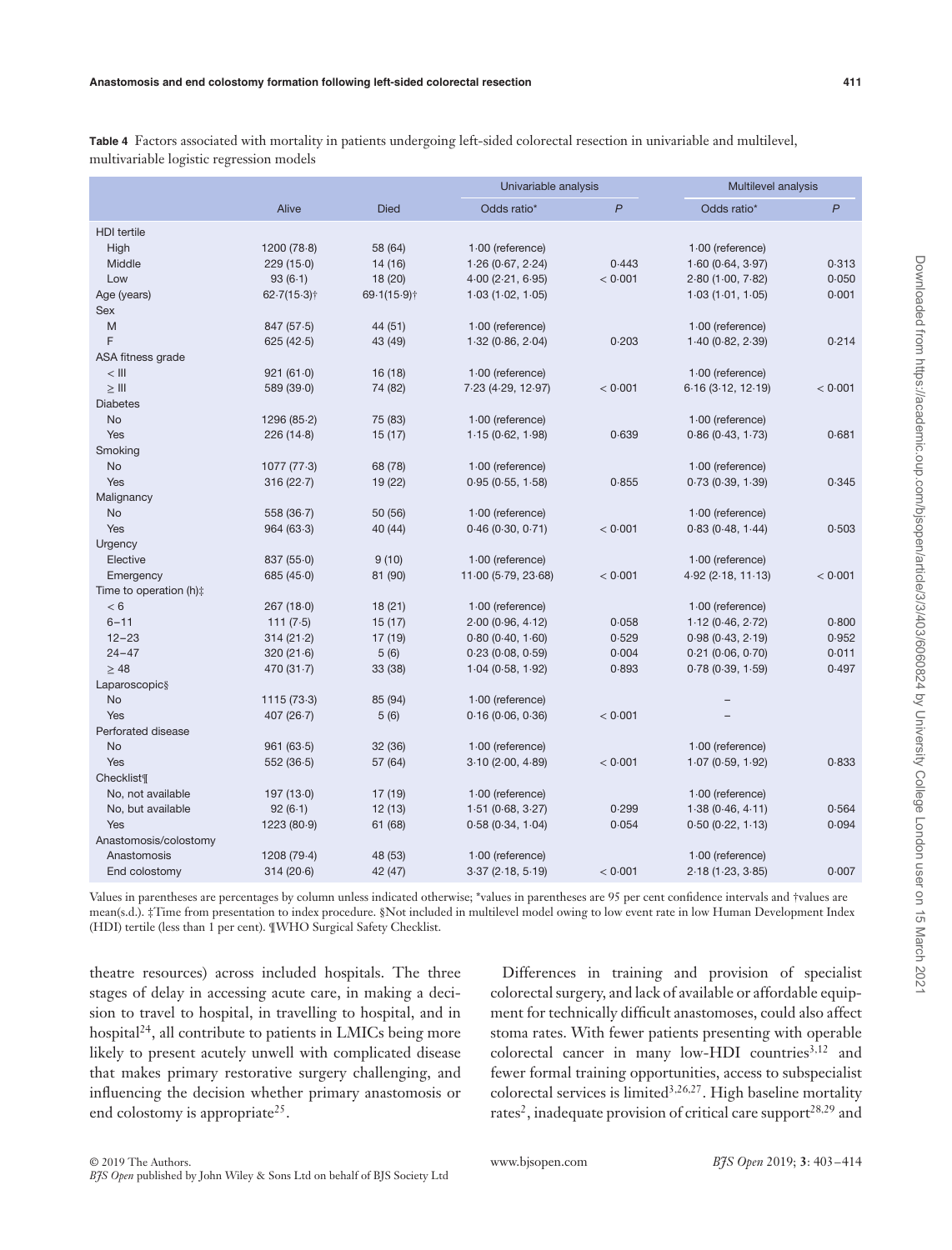**Table 4** Factors associated with mortality in patients undergoing left-sided colorectal resection in univariable and multilevel, multivariable logistic regression models

| | Alive | Died | Univariable analysis | | Multilevel analysis | |
|---|---|---|---|---|---|---|
| | | | Odds ratio* | P | Odds ratio* | P |
| HDI tertile | | | | | | |
| High | 1200 (78·8) | 58 (64) | 1·00 (reference) | | 1·00 (reference) | |
| Middle | 229 (15·0) | 14 (16) | 1·26 (0·67, 2·24) | 0·443 | 1·60 (0·64, 3·97) | 0·313 |
| Low | 93 (6·1) | 18 (20) | 4·00 (2·21, 6·95) | < 0·001 | 2·80 (1·00, 7·82) | 0·050 |
| Age (years) | 62·7(15·3)† | 69·1(15·9)† | 1·03 (1·02, 1·05) | | 1·03 (1·01, 1·05) | 0·001 |
| Sex | | | | | | |
| M | 847 (57·5) | 44 (51) | 1·00 (reference) | | 1·00 (reference) | |
| F | 625 (42·5) | 43 (49) | 1·32 (0·86, 2·04) | 0·203 | 1·40 (0·82, 2·39) | 0·214 |
| ASA fitness grade | | | | | | |
| < III | 921 (61·0) | 16 (18) | 1·00 (reference) | | 1·00 (reference) | |
| ≥ III | 589 (39·0) | 74 (82) | 7·23 (4·29, 12·97) | < 0·001 | 6·16 (3·12, 12·19) | < 0·001 |
| Diabetes | | | | | | |
| No | 1296 (85·2) | 75 (83) | 1·00 (reference) | | 1·00 (reference) | |
| Yes | 226 (14·8) | 15 (17) | 1·15 (0·62, 1·98) | 0·639 | 0·86 (0·43, 1·73) | 0·681 |
| Smoking | | | | | | |
| No | 1077 (77·3) | 68 (78) | 1·00 (reference) | | 1·00 (reference) | |
| Yes | 316 (22·7) | 19 (22) | 0·95 (0·55, 1·58) | 0·855 | 0·73 (0·39, 1·39) | 0·345 |
| Malignancy | | | | | | |
| No | 558 (36·7) | 50 (56) | 1·00 (reference) | | 1·00 (reference) | |
| Yes | 964 (63·3) | 40 (44) | 0·46 (0·30, 0·71) | < 0·001 | 0·83 (0·48, 1·44) | 0·503 |
| Urgency | | | | | | |
| Elective | 837 (55·0) | 9 (10) | 1·00 (reference) | | 1·00 (reference) | |
| Emergency | 685 (45·0) | 81 (90) | 11·00 (5·79, 23·68) | < 0·001 | 4·92 (2·18, 11·13) | < 0·001 |
| Time to operation (h)‡ | | | | | | |
| < 6 | 267 (18·0) | 18 (21) | 1·00 (reference) | | 1·00 (reference) | |
| 6–11 | 111 (7·5) | 15 (17) | 2·00 (0·96, 4·12) | 0·058 | 1·12 (0·46, 2·72) | 0·800 |
| 12–23 | 314 (21·2) | 17 (19) | 0·80 (0·40, 1·60) | 0·529 | 0·98 (0·43, 2·19) | 0·952 |
| 24–47 | 320 (21·6) | 5 (6) | 0·23 (0·08, 0·59) | 0·004 | 0·21 (0·06, 0·70) | 0·011 |
| ≥ 48 | 470 (31·7) | 33 (38) | 1·04 (0·58, 1·92) | 0·893 | 0·78 (0·39, 1·59) | 0·497 |
| Laparoscopic§ | | | | | | |
| No | 1115 (73·3) | 85 (94) | 1·00 (reference) | | – | |
| Yes | 407 (26·7) | 5 (6) | 0·16 (0·06, 0·36) | < 0·001 | – | |
| Perforated disease | | | | | | |
| No | 961 (63·5) | 32 (36) | 1·00 (reference) | | 1·00 (reference) | |
| Yes | 552 (36·5) | 57 (64) | 3·10 (2·00, 4·89) | < 0·001 | 1·07 (0·59, 1·92) | 0·833 |
| Checklist¶ | | | | | | |
| No, not available | 197 (13·0) | 17 (19) | 1·00 (reference) | | 1·00 (reference) | |
| No, but available | 92 (6·1) | 12 (13) | 1·51 (0·68, 3·27) | 0·299 | 1·38 (0·46, 4·11) | 0·564 |
| Yes | 1223 (80·9) | 61 (68) | 0·58 (0·34, 1·04) | 0·054 | 0·50 (0·22, 1·13) | 0·094 |
| Anastomosis/colostomy | | | | | | |
| Anastomosis | 1208 (79·4) | 48 (53) | 1·00 (reference) | | 1·00 (reference) | |
| End colostomy | 314 (20·6) | 42 (47) | 3·37 (2·18, 5·19) | < 0·001 | 2·18 (1·23, 3·85) | 0·007 |

Values in parentheses are percentages by column unless indicated otherwise; *values in parentheses are 95 per cent confidence intervals and †values are mean(s.d.). ‡Time from presentation to index procedure. §Not included in multilevel model owing to low event rate in low Human Development Index (HDI) tertile (less than 1 per cent). ¶WHO Surgical Safety Checklist.

theatre resources) across included hospitals. The three stages of delay in accessing acute care, in making a decision to travel to hospital, in travelling to hospital, and in hospital[24], all contribute to patients in LMICs being more likely to present acutely unwell with complicated disease that makes primary restorative surgery challenging, and influencing the decision whether primary anastomosis or end colostomy is appropriate[25].

Differences in training and provision of specialist colorectal surgery, and lack of available or affordable equipment for technically difficult anastomoses, could also affect stoma rates. With fewer patients presenting with operable colorectal cancer in many low-HDI countries[3,12] and fewer formal training opportunities, access to subspecialist colorectal services is limited[3,26,27]. High baseline mortality rates[2], inadequate provision of critical care support[28,29] and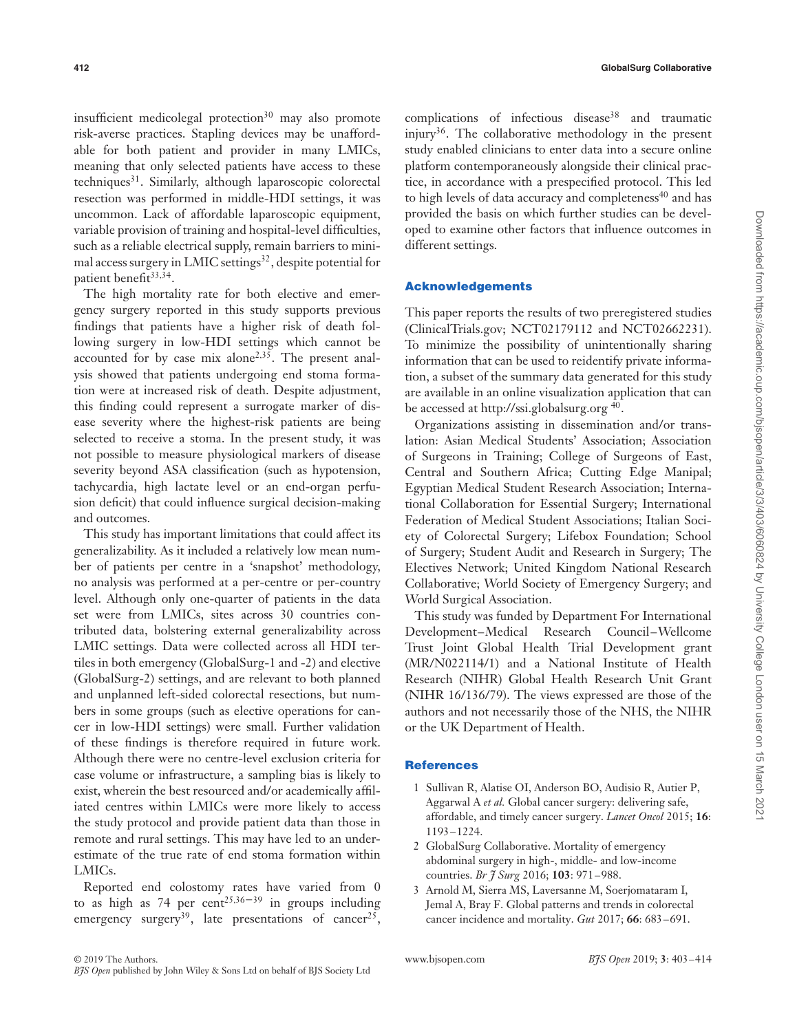insufficient medicolegal protection[30] may also promote risk-averse practices. Stapling devices may be unaffordable for both patient and provider in many LMICs, meaning that only selected patients have access to these techniques[31]. Similarly, although laparoscopic colorectal resection was performed in middle-HDI settings, it was uncommon. Lack of affordable laparoscopic equipment, variable provision of training and hospital-level difficulties, such as a reliable electrical supply, remain barriers to minimal access surgery in LMIC settings[32], despite potential for patient benefit[33,34].

The high mortality rate for both elective and emergency surgery reported in this study supports previous findings that patients have a higher risk of death following surgery in low-HDI settings which cannot be accounted for by case mix alone[2,35]. The present analysis showed that patients undergoing end stoma formation were at increased risk of death. Despite adjustment, this finding could represent a surrogate marker of disease severity where the highest-risk patients are being selected to receive a stoma. In the present study, it was not possible to measure physiological markers of disease severity beyond ASA classification (such as hypotension, tachycardia, high lactate level or an end-organ perfusion deficit) that could influence surgical decision-making and outcomes.

This study has important limitations that could affect its generalizability. As it included a relatively low mean number of patients per centre in a 'snapshot' methodology, no analysis was performed at a per-centre or per-country level. Although only one-quarter of patients in the data set were from LMICs, sites across 30 countries contributed data, bolstering external generalizability across LMIC settings. Data were collected across all HDI tertiles in both emergency (GlobalSurg-1 and -2) and elective (GlobalSurg-2) settings, and are relevant to both planned and unplanned left-sided colorectal resections, but numbers in some groups (such as elective operations for cancer in low-HDI settings) were small. Further validation of these findings is therefore required in future work. Although there were no centre-level exclusion criteria for case volume or infrastructure, a sampling bias is likely to exist, wherein the best resourced and/or academically affiliated centres within LMICs were more likely to access the study protocol and provide patient data than those in remote and rural settings. This may have led to an underestimate of the true rate of end stoma formation within LMICs.

Reported end colostomy rates have varied from 0 to as high as 74 per cent[25,36–39] in groups including emergency surgery[39], late presentations of cancer[25], complications of infectious disease[38] and traumatic injury[36]. The collaborative methodology in the present study enabled clinicians to enter data into a secure online platform contemporaneously alongside their clinical practice, in accordance with a prespecified protocol. This led to high levels of data accuracy and completeness[40] and has provided the basis on which further studies can be developed to examine other factors that influence outcomes in different settings.

## Acknowledgements

This paper reports the results of two preregistered studies (ClinicalTrials.gov; NCT02179112 and NCT02662231). To minimize the possibility of unintentionally sharing information that can be used to reidentify private information, a subset of the summary data generated for this study are available in an online visualization application that can be accessed at http://ssi.globalsurg.org [40].

Organizations assisting in dissemination and/or translation: Asian Medical Students' Association; Association of Surgeons in Training; College of Surgeons of East, Central and Southern Africa; Cutting Edge Manipal; Egyptian Medical Student Research Association; International Collaboration for Essential Surgery; International Federation of Medical Student Associations; Italian Society of Colorectal Surgery; Lifebox Foundation; School of Surgery; Student Audit and Research in Surgery; The Electives Network; United Kingdom National Research Collaborative; World Society of Emergency Surgery; and World Surgical Association.

This study was funded by Department For International Development–Medical Research Council–Wellcome Trust Joint Global Health Trial Development grant (MR/N022114/1) and a National Institute of Health Research (NIHR) Global Health Research Unit Grant (NIHR 16/136/79). The views expressed are those of the authors and not necessarily those of the NHS, the NIHR or the UK Department of Health.

## References

1. Sullivan R, Alatise OI, Anderson BO, Audisio R, Autier P, Aggarwal A *et al.* Global cancer surgery: delivering safe, affordable, and timely cancer surgery. *Lancet Oncol* 2015; **16**: 1193–1224.
2. GlobalSurg Collaborative. Mortality of emergency abdominal surgery in high-, middle- and low-income countries. *Br J Surg* 2016; **103**: 971–988.
3. Arnold M, Sierra MS, Laversanne M, Soerjomataram I, Jemal A, Bray F. Global patterns and trends in colorectal cancer incidence and mortality. *Gut* 2017; **66**: 683–691.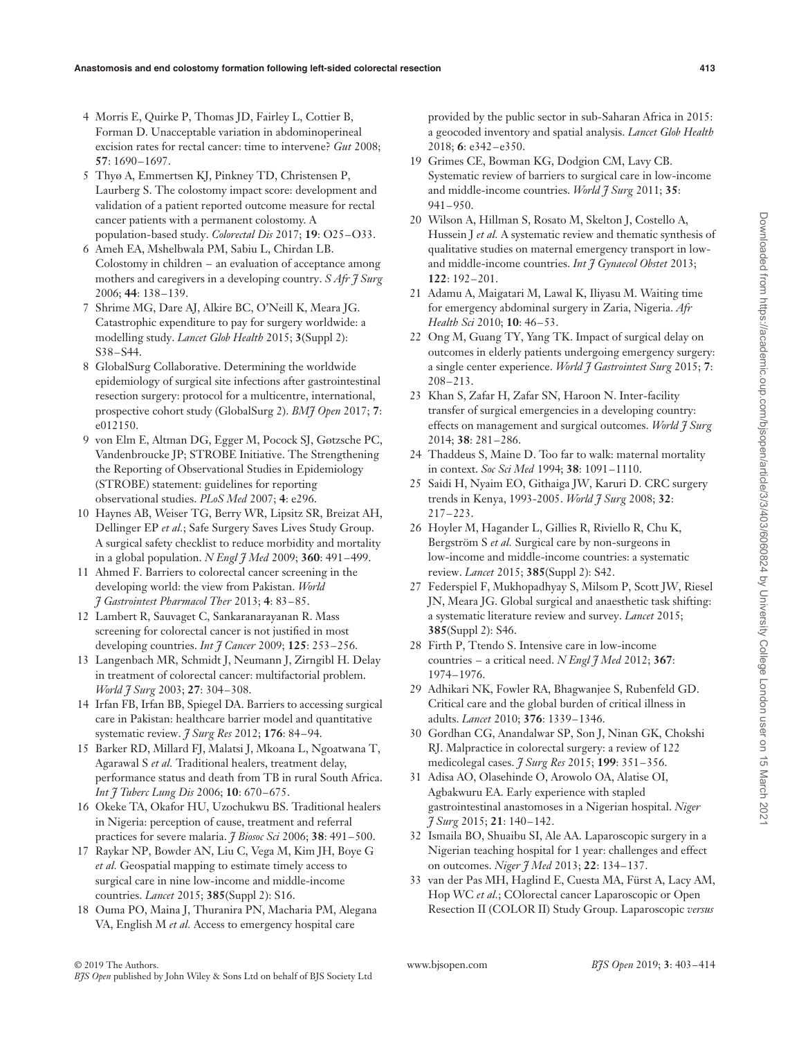4 Morris E, Quirke P, Thomas JD, Fairley L, Cottier B, Forman D. Unacceptable variation in abdominoperineal excision rates for rectal cancer: time to intervene? *Gut* 2008; **57**: 1690–1697.

5 Thyø A, Emmertsen KJ, Pinkney TD, Christensen P, Laurberg S. The colostomy impact score: development and validation of a patient reported outcome measure for rectal cancer patients with a permanent colostomy. A population-based study. *Colorectal Dis* 2017; **19**: O25–O33.

6 Ameh EA, Mshelbwala PM, Sabiu L, Chirdan LB. Colostomy in children – an evaluation of acceptance among mothers and caregivers in a developing country. *S Afr J Surg* 2006; **44**: 138–139.

7 Shrime MG, Dare AJ, Alkire BC, O'Neill K, Meara JG. Catastrophic expenditure to pay for surgery worldwide: a modelling study. *Lancet Glob Health* 2015; **3**(Suppl 2): S38–S44.

8 GlobalSurg Collaborative. Determining the worldwide epidemiology of surgical site infections after gastrointestinal resection surgery: protocol for a multicentre, international, prospective cohort study (GlobalSurg 2). *BMJ Open* 2017; **7**: e012150.

9 von Elm E, Altman DG, Egger M, Pocock SJ, Gøtzsche PC, Vandenbroucke JP; STROBE Initiative. The Strengthening the Reporting of Observational Studies in Epidemiology (STROBE) statement: guidelines for reporting observational studies. *PLoS Med* 2007; **4**: e296.

10 Haynes AB, Weiser TG, Berry WR, Lipsitz SR, Breizat AH, Dellinger EP *et al.*; Safe Surgery Saves Lives Study Group. A surgical safety checklist to reduce morbidity and mortality in a global population. *N Engl J Med* 2009; **360**: 491–499.

11 Ahmed F. Barriers to colorectal cancer screening in the developing world: the view from Pakistan. *World J Gastrointest Pharmacol Ther* 2013; **4**: 83–85.

12 Lambert R, Sauvaget C, Sankaranarayanan R. Mass screening for colorectal cancer is not justified in most developing countries. *Int J Cancer* 2009; **125**: 253–256.

13 Langenbach MR, Schmidt J, Neumann J, Zirngibl H. Delay in treatment of colorectal cancer: multifactorial problem. *World J Surg* 2003; **27**: 304–308.

14 Irfan FB, Irfan BB, Spiegel DA. Barriers to accessing surgical care in Pakistan: healthcare barrier model and quantitative systematic review. *J Surg Res* 2012; **176**: 84–94.

15 Barker RD, Millard FJ, Malatsi J, Mkoana L, Ngoatwana T, Agarawal S *et al.* Traditional healers, treatment delay, performance status and death from TB in rural South Africa. *Int J Tuberc Lung Dis* 2006; **10**: 670–675.

16 Okeke TA, Okafor HU, Uzochukwu BS. Traditional healers in Nigeria: perception of cause, treatment and referral practices for severe malaria. *J Biosoc Sci* 2006; **38**: 491–500.

17 Raykar NP, Bowder AN, Liu C, Vega M, Kim JH, Boye G *et al.* Geospatial mapping to estimate timely access to surgical care in nine low-income and middle-income countries. *Lancet* 2015; **385**(Suppl 2): S16.

18 Ouma PO, Maina J, Thuranira PN, Macharia PM, Alegana VA, English M *et al.* Access to emergency hospital care provided by the public sector in sub-Saharan Africa in 2015: a geocoded inventory and spatial analysis. *Lancet Glob Health* 2018; **6**: e342–e350.

19 Grimes CE, Bowman KG, Dodgion CM, Lavy CB. Systematic review of barriers to surgical care in low-income and middle-income countries. *World J Surg* 2011; **35**: 941–950.

20 Wilson A, Hillman S, Rosato M, Skelton J, Costello A, Hussein J *et al.* A systematic review and thematic synthesis of qualitative studies on maternal emergency transport in low- and middle-income countries. *Int J Gynaecol Obstet* 2013; **122**: 192–201.

21 Adamu A, Maigatari M, Lawal K, Iliyasu M. Waiting time for emergency abdominal surgery in Zaria, Nigeria. *Afr Health Sci* 2010; **10**: 46–53.

22 Ong M, Guang TY, Yang TK. Impact of surgical delay on outcomes in elderly patients undergoing emergency surgery: a single center experience. *World J Gastrointest Surg* 2015; **7**: 208–213.

23 Khan S, Zafar H, Zafar SN, Haroon N. Inter-facility transfer of surgical emergencies in a developing country: effects on management and surgical outcomes. *World J Surg* 2014; **38**: 281–286.

24 Thaddeus S, Maine D. Too far to walk: maternal mortality in context. *Soc Sci Med* 1994; **38**: 1091–1110.

25 Saidi H, Nyaim EO, Githaiga JW, Karuri D. CRC surgery trends in Kenya, 1993-2005. *World J Surg* 2008; **32**: 217–223.

26 Hoyler M, Hagander L, Gillies R, Riviello R, Chu K, Bergström S *et al.* Surgical care by non-surgeons in low-income and middle-income countries: a systematic review. *Lancet* 2015; **385**(Suppl 2): S42.

27 Federspiel F, Mukhopadhyay S, Milsom P, Scott JW, Riesel JN, Meara JG. Global surgical and anaesthetic task shifting: a systematic literature review and survey. *Lancet* 2015; **385**(Suppl 2): S46.

28 Firth P, Ttendo S. Intensive care in low-income countries – a critical need. *N Engl J Med* 2012; **367**: 1974–1976.

29 Adhikari NK, Fowler RA, Bhagwanjee S, Rubenfeld GD. Critical care and the global burden of critical illness in adults. *Lancet* 2010; **376**: 1339–1346.

30 Gordhan CG, Anandalwar SP, Son J, Ninan GK, Chokshi RJ. Malpractice in colorectal surgery: a review of 122 medicolegal cases. *J Surg Res* 2015; **199**: 351–356.

31 Adisa AO, Olasehinde O, Arowolo OA, Alatise OI, Agbakwuru EA. Early experience with stapled gastrointestinal anastomoses in a Nigerian hospital. *Niger J Surg* 2015; **21**: 140–142.

32 Ismaila BO, Shuaibu SI, Ale AA. Laparoscopic surgery in a Nigerian teaching hospital for 1 year: challenges and effect on outcomes. *Niger J Med* 2013; **22**: 134–137.

33 van der Pas MH, Haglind E, Cuesta MA, Fürst A, Lacy AM, Hop WC *et al.*; COlorectal cancer Laparoscopic or Open Resection II (COLOR II) Study Group. Laparoscopic *versus*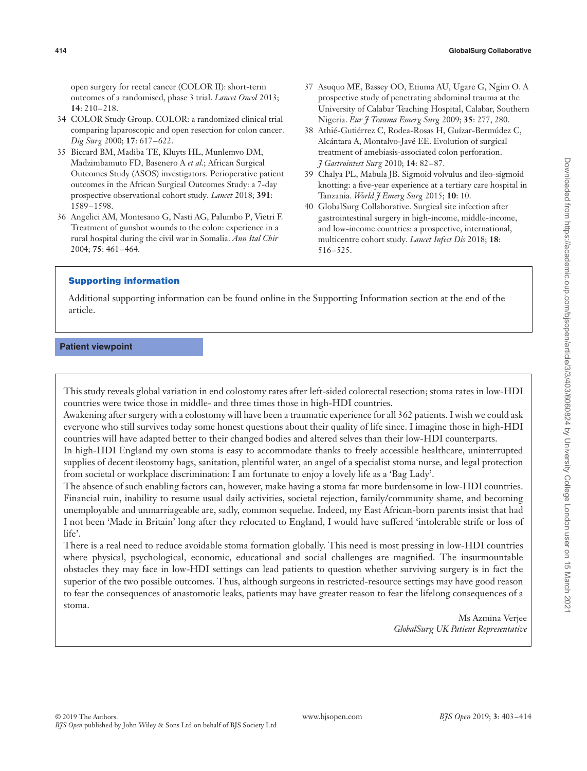open surgery for rectal cancer (COLOR II): short-term outcomes of a randomised, phase 3 trial. *Lancet Oncol* 2013; **14**: 210–218.

34 COLOR Study Group. COLOR: a randomized clinical trial comparing laparoscopic and open resection for colon cancer. *Dig Surg* 2000; **17**: 617–622.

35 Biccard BM, Madiba TE, Kluyts HL, Munlemvo DM, Madzimbamuto FD, Basenero A *et al*.; African Surgical Outcomes Study (ASOS) investigators. Perioperative patient outcomes in the African Surgical Outcomes Study: a 7-day prospective observational cohort study. *Lancet* 2018; **391**: 1589–1598.

36 Angelici AM, Montesano G, Nasti AG, Palumbo P, Vietri F. Treatment of gunshot wounds to the colon: experience in a rural hospital during the civil war in Somalia. *Ann Ital Chir* 2004; **75**: 461–464.

37 Asuquo ME, Bassey OO, Etiuma AU, Ugare G, Ngim O. A prospective study of penetrating abdominal trauma at the University of Calabar Teaching Hospital, Calabar, Southern Nigeria. *Eur J Trauma Emerg Surg* 2009; **35**: 277, 280.

38 Athié-Gutiérrez C, Rodea-Rosas H, Guízar-Bermúdez C, Alcántara A, Montalvo-Javé EE. Evolution of surgical treatment of amebiasis-associated colon perforation. *J Gastrointest Surg* 2010; **14**: 82–87.

39 Chalya PL, Mabula JB. Sigmoid volvulus and ileo-sigmoid knotting: a five-year experience at a tertiary care hospital in Tanzania. *World J Emerg Surg* 2015; **10**: 10.

40 GlobalSurg Collaborative. Surgical site infection after gastrointestinal surgery in high-income, middle-income, and low-income countries: a prospective, international, multicentre cohort study. *Lancet Infect Dis* 2018; **18**: 516–525.

## Supporting information

Additional supporting information can be found online in the Supporting Information section at the end of the article.

## Patient viewpoint

This study reveals global variation in end colostomy rates after left-sided colorectal resection; stoma rates in low-HDI countries were twice those in middle- and three times those in high-HDI countries.

Awakening after surgery with a colostomy will have been a traumatic experience for all 362 patients. I wish we could ask everyone who still survives today some honest questions about their quality of life since. I imagine those in high-HDI countries will have adapted better to their changed bodies and altered selves than their low-HDI counterparts.

In high-HDI England my own stoma is easy to accommodate thanks to freely accessible healthcare, uninterrupted supplies of decent ileostomy bags, sanitation, plentiful water, an angel of a specialist stoma nurse, and legal protection from societal or workplace discrimination: I am fortunate to enjoy a lovely life as a 'Bag Lady'.

The absence of such enabling factors can, however, make having a stoma far more burdensome in low-HDI countries. Financial ruin, inability to resume usual daily activities, societal rejection, family/community shame, and becoming unemployable and unmarriageable are, sadly, common sequelae. Indeed, my East African-born parents insist that had I not been 'Made in Britain' long after they relocated to England, I would have suffered 'intolerable strife or loss of life'.

There is a real need to reduce avoidable stoma formation globally. This need is most pressing in low-HDI countries where physical, psychological, economic, educational and social challenges are magnified. The insurmountable obstacles they may face in low-HDI settings can lead patients to question whether surviving surgery is in fact the superior of the two possible outcomes. Thus, although surgeons in restricted-resource settings may have good reason to fear the consequences of anastomotic leaks, patients may have greater reason to fear the lifelong consequences of a stoma.

Ms Azmina Verjee
*GlobalSurg UK Patient Representative*